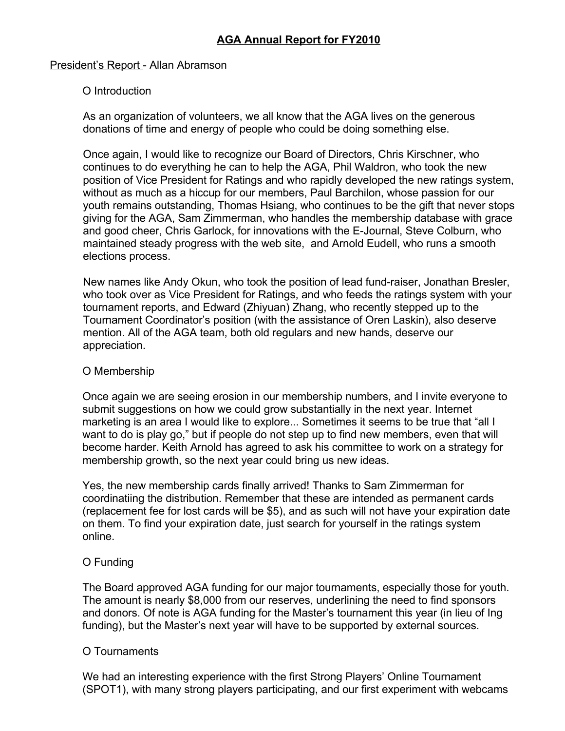# AGA Annual Report for FY2010

President's Report - Allan Abramson

O Introduction

As an organization of volunteers, we all know that the AGA lives on the generous donations of time and energy of people who could be doing something else.

Once again, I would like to recognize our Board of Directors, Chris Kirschner, who continues to do everything he can to help the AGA, Phil Waldron, who took the new position of Vice President for Ratings and who rapidly developed the new ratings system, without as much as a hiccup for our members, Paul Barchilon, whose passion for our youth remains outstanding, Thomas Hsiang, who continues to be the gift that never stops giving for the AGA, Sam Zimmerman, who handles the membership database with grace and good cheer, Chris Garlock, for innovations with the E-Journal, Steve Colburn, who maintained steady progress with the web site, and Arnold Eudell, who runs a smooth elections process.

New names like Andy Okun, who took the position of lead fund-raiser, Jonathan Bresler, who took over as Vice President for Ratings, and who feeds the ratings system with your tournament reports, and Edward (Zhiyuan) Zhang, who recently stepped up to the Tournament Coordinator's position (with the assistance of Oren Laskin), also deserve mention. All of the AGA team, both old regulars and new hands, deserve our appreciation.

O Membership

Once again we are seeing erosion in our membership numbers, and I invite everyone to submit suggestions on how we could grow substantially in the next year. Internet marketing is an area I would like to explore... Sometimes it seems to be true that "all I want to do is play go," but if people do not step up to find new members, even that will become harder. Keith Arnold has agreed to ask his committee to work on a strategy for membership growth, so the next year could bring us new ideas.

Yes, the new membership cards finally arrived! Thanks to Sam Zimmerman for coordinatiing the distribution. Remember that these are intended as permanent cards (replacement fee for lost cards will be $5), and as such will not have your expiration date on them. To find your expiration date, just search for yourself in the ratings system online.

O Funding

The Board approved AGA funding for our major tournaments, especially those for youth. The amount is nearly $8,000 from our reserves, underlining the need to find sponsors and donors. Of note is AGA funding for the Master's tournament this year (in lieu of Ing funding), but the Master's next year will have to be supported by external sources.

O Tournaments

We had an interesting experience with the first Strong Players' Online Tournament (SPOT1), with many strong players participating, and our first experiment with webcams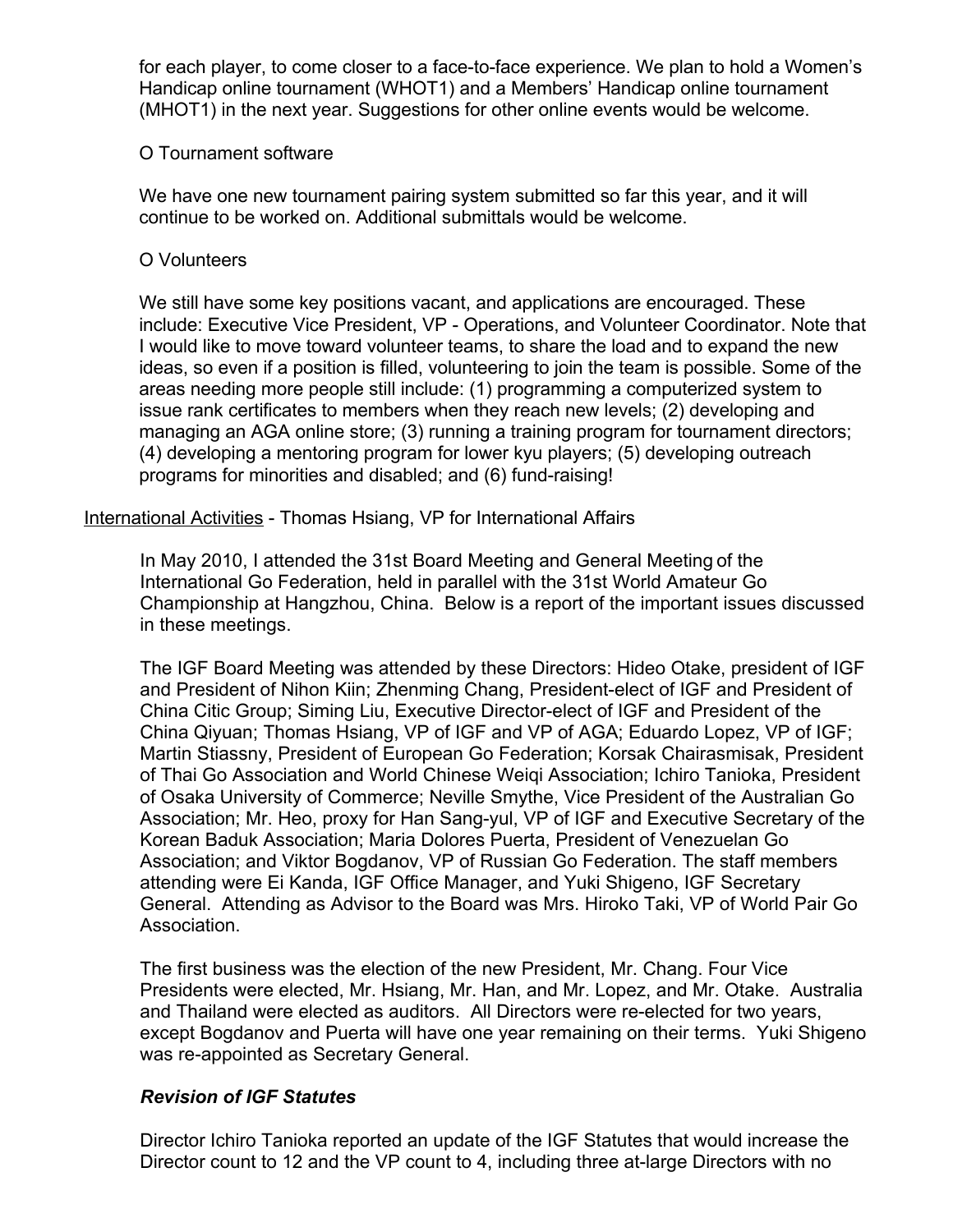for each player, to come closer to a face-to-face experience. We plan to hold a Women's Handicap online tournament (WHOT1) and a Members' Handicap online tournament (MHOT1) in the next year. Suggestions for other online events would be welcome.

O Tournament software

We have one new tournament pairing system submitted so far this year, and it will continue to be worked on. Additional submittals would be welcome.

O Volunteers

We still have some key positions vacant, and applications are encouraged. These include: Executive Vice President, VP - Operations, and Volunteer Coordinator. Note that I would like to move toward volunteer teams, to share the load and to expand the new ideas, so even if a position is filled, volunteering to join the team is possible. Some of the areas needing more people still include: (1) programming a computerized system to issue rank certificates to members when they reach new levels; (2) developing and managing an AGA online store; (3) running a training program for tournament directors; (4) developing a mentoring program for lower kyu players; (5) developing outreach programs for minorities and disabled; and (6) fund-raising!

International Activities - Thomas Hsiang, VP for International Affairs

In May 2010, I attended the 31st Board Meeting and General Meeting of the International Go Federation, held in parallel with the 31st World Amateur Go Championship at Hangzhou, China. Below is a report of the important issues discussed in these meetings.

The IGF Board Meeting was attended by these Directors: Hideo Otake, president of IGF and President of Nihon Kiin; Zhenming Chang, President-elect of IGF and President of China Citic Group; Siming Liu, Executive Director-elect of IGF and President of the China Qiyuan; Thomas Hsiang, VP of IGF and VP of AGA; Eduardo Lopez, VP of IGF; Martin Stiassny, President of European Go Federation; Korsak Chairasmisak, President of Thai Go Association and World Chinese Weiqi Association; Ichiro Tanioka, President of Osaka University of Commerce; Neville Smythe, Vice President of the Australian Go Association; Mr. Heo, proxy for Han Sang-yul, VP of IGF and Executive Secretary of the Korean Baduk Association; Maria Dolores Puerta, President of Venezuelan Go Association; and Viktor Bogdanov, VP of Russian Go Federation. The staff members attending were Ei Kanda, IGF Office Manager, and Yuki Shigeno, IGF Secretary General. Attending as Advisor to the Board was Mrs. Hiroko Taki, VP of World Pair Go Association.

The first business was the election of the new President, Mr. Chang. Four Vice Presidents were elected, Mr. Hsiang, Mr. Han, and Mr. Lopez, and Mr. Otake. Australia and Thailand were elected as auditors. All Directors were re-elected for two years, except Bogdanov and Puerta will have one year remaining on their terms. Yuki Shigeno was re-appointed as Secretary General.

### *Revision of IGF Statutes*

Director Ichiro Tanioka reported an update of the IGF Statutes that would increase the Director count to 12 and the VP count to 4, including three at-large Directors with no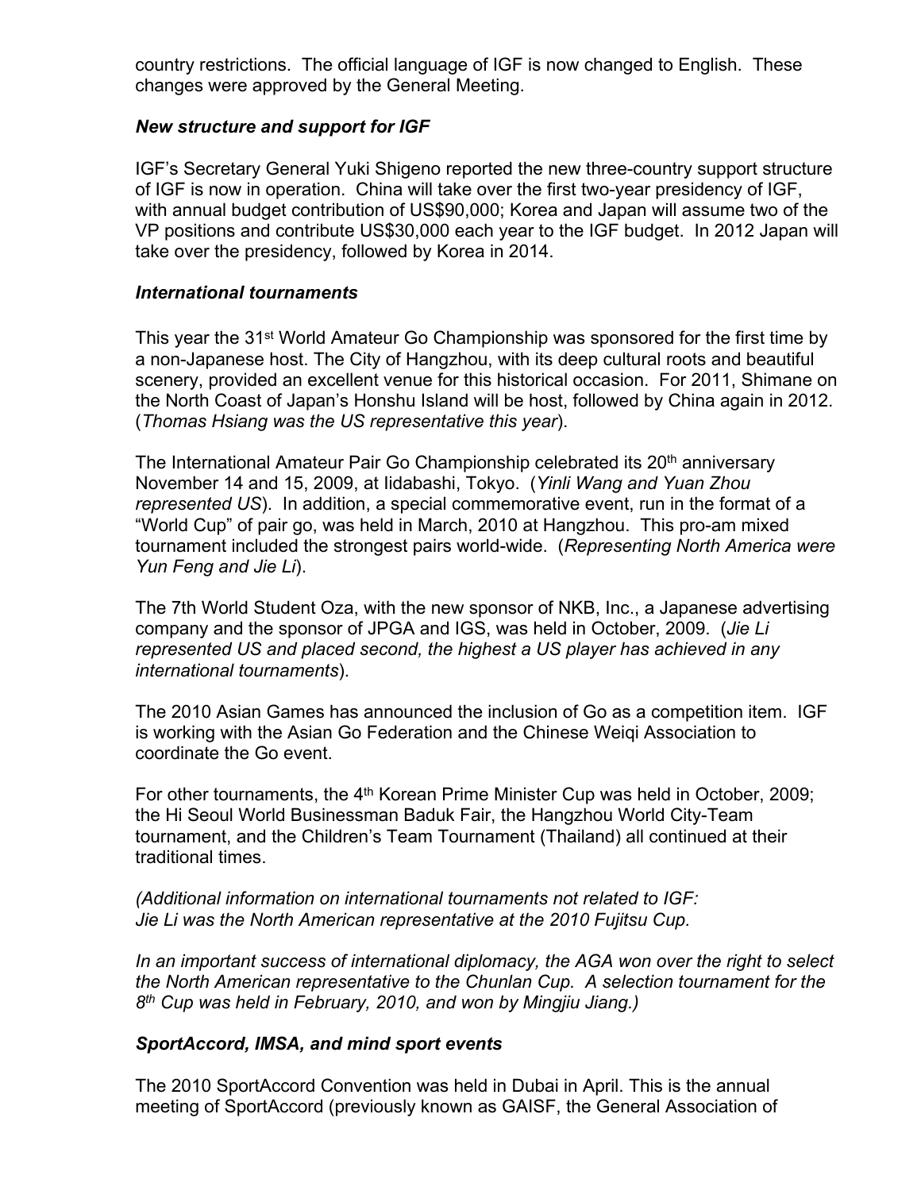country restrictions. The official language of IGF is now changed to English. These changes were approved by the General Meeting.

### *New structure and support for IGF*

IGF's Secretary General Yuki Shigeno reported the new three-country support structure of IGF is now in operation. China will take over the first two-year presidency of IGF, with annual budget contribution of US$90,000; Korea and Japan will assume two of the VP positions and contribute US$30,000 each year to the IGF budget. In 2012 Japan will take over the presidency, followed by Korea in 2014.

### *International tournaments*

This year the 31st World Amateur Go Championship was sponsored for the first time by a non-Japanese host. The City of Hangzhou, with its deep cultural roots and beautiful scenery, provided an excellent venue for this historical occasion. For 2011, Shimane on the North Coast of Japan's Honshu Island will be host, followed by China again in 2012. (*Thomas Hsiang was the US representative this year*).

The International Amateur Pair Go Championship celebrated its 20th anniversary November 14 and 15, 2009, at Iidabashi, Tokyo. (*Yinli Wang and Yuan Zhou represented US*). In addition, a special commemorative event, run in the format of a "World Cup" of pair go, was held in March, 2010 at Hangzhou. This pro-am mixed tournament included the strongest pairs world-wide. (*Representing North America were Yun Feng and Jie Li*).

The 7th World Student Oza, with the new sponsor of NKB, Inc., a Japanese advertising company and the sponsor of JPGA and IGS, was held in October, 2009. (*Jie Li represented US and placed second, the highest a US player has achieved in any international tournaments*).

The 2010 Asian Games has announced the inclusion of Go as a competition item. IGF is working with the Asian Go Federation and the Chinese Weiqi Association to coordinate the Go event.

For other tournaments, the 4th Korean Prime Minister Cup was held in October, 2009; the Hi Seoul World Businessman Baduk Fair, the Hangzhou World City-Team tournament, and the Children's Team Tournament (Thailand) all continued at their traditional times.

*(Additional information on international tournaments not related to IGF: Jie Li was the North American representative at the 2010 Fujitsu Cup.*

*In an important success of international diplomacy, the AGA won over the right to select the North American representative to the Chunlan Cup. A selection tournament for the 8th Cup was held in February, 2010, and won by Mingjiu Jiang.)*

### *SportAccord, IMSA, and mind sport events*

The 2010 SportAccord Convention was held in Dubai in April. This is the annual meeting of SportAccord (previously known as GAISF, the General Association of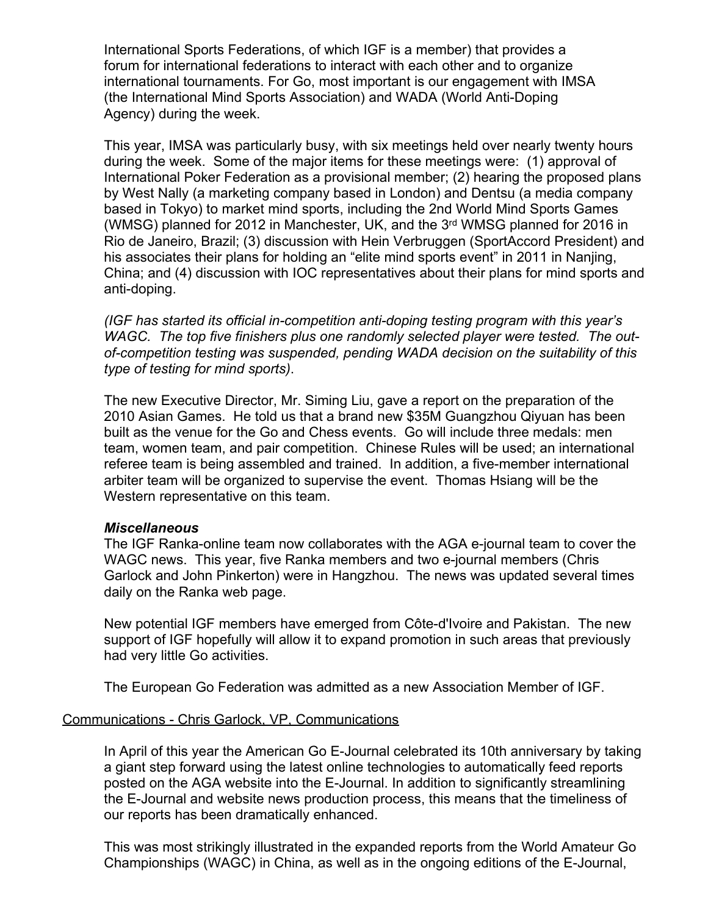International Sports Federations, of which IGF is a member) that provides a forum for international federations to interact with each other and to organize international tournaments. For Go, most important is our engagement with IMSA (the International Mind Sports Association) and WADA (World Anti-Doping Agency) during the week.

This year, IMSA was particularly busy, with six meetings held over nearly twenty hours during the week. Some of the major items for these meetings were: (1) approval of International Poker Federation as a provisional member; (2) hearing the proposed plans by West Nally (a marketing company based in London) and Dentsu (a media company based in Tokyo) to market mind sports, including the 2nd World Mind Sports Games (WMSG) planned for 2012 in Manchester, UK, and the 3rd WMSG planned for 2016 in Rio de Janeiro, Brazil; (3) discussion with Hein Verbruggen (SportAccord President) and his associates their plans for holding an "elite mind sports event" in 2011 in Nanjing, China; and (4) discussion with IOC representatives about their plans for mind sports and anti-doping.

*(IGF has started its official in-competition anti-doping testing program with this year's WAGC. The top five finishers plus one randomly selected player were tested. The out-of-competition testing was suspended, pending WADA decision on the suitability of this type of testing for mind sports)*.

The new Executive Director, Mr. Siming Liu, gave a report on the preparation of the 2010 Asian Games. He told us that a brand new $35M Guangzhou Qiyuan has been built as the venue for the Go and Chess events. Go will include three medals: men team, women team, and pair competition. Chinese Rules will be used; an international referee team is being assembled and trained. In addition, a five-member international arbiter team will be organized to supervise the event. Thomas Hsiang will be the Western representative on this team.

***Miscellaneous***

The IGF Ranka-online team now collaborates with the AGA e-journal team to cover the WAGC news. This year, five Ranka members and two e-journal members (Chris Garlock and John Pinkerton) were in Hangzhou. The news was updated several times daily on the Ranka web page.

New potential IGF members have emerged from Côte-d'Ivoire and Pakistan. The new support of IGF hopefully will allow it to expand promotion in such areas that previously had very little Go activities.

The European Go Federation was admitted as a new Association Member of IGF.

Communications - Chris Garlock, VP, Communications

In April of this year the American Go E-Journal celebrated its 10th anniversary by taking a giant step forward using the latest online technologies to automatically feed reports posted on the AGA website into the E-Journal. In addition to significantly streamlining the E-Journal and website news production process, this means that the timeliness of our reports has been dramatically enhanced.

This was most strikingly illustrated in the expanded reports from the World Amateur Go Championships (WAGC) in China, as well as in the ongoing editions of the E-Journal,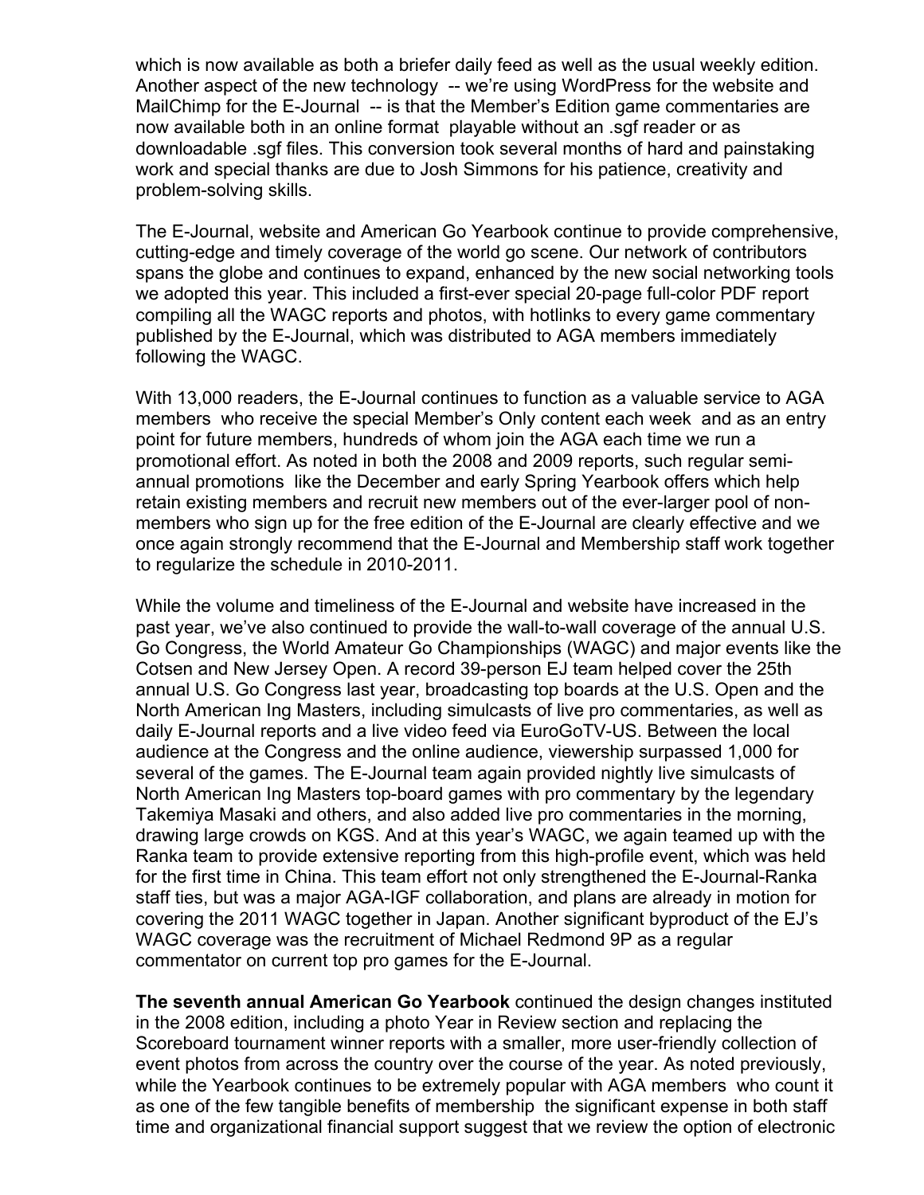which is now available as both a briefer daily feed as well as the usual weekly edition. Another aspect of the new technology -- we're using WordPress for the website and MailChimp for the E-Journal -- is that the Member's Edition game commentaries are now available both in an online format playable without an .sgf reader or as downloadable .sgf files. This conversion took several months of hard and painstaking work and special thanks are due to Josh Simmons for his patience, creativity and problem-solving skills.

The E-Journal, website and American Go Yearbook continue to provide comprehensive, cutting-edge and timely coverage of the world go scene. Our network of contributors spans the globe and continues to expand, enhanced by the new social networking tools we adopted this year. This included a first-ever special 20-page full-color PDF report compiling all the WAGC reports and photos, with hotlinks to every game commentary published by the E-Journal, which was distributed to AGA members immediately following the WAGC.

With 13,000 readers, the E-Journal continues to function as a valuable service to AGA members who receive the special Member's Only content each week and as an entry point for future members, hundreds of whom join the AGA each time we run a promotional effort. As noted in both the 2008 and 2009 reports, such regular semi-annual promotions like the December and early Spring Yearbook offers which help retain existing members and recruit new members out of the ever-larger pool of non-members who sign up for the free edition of the E-Journal are clearly effective and we once again strongly recommend that the E-Journal and Membership staff work together to regularize the schedule in 2010-2011.

While the volume and timeliness of the E-Journal and website have increased in the past year, we've also continued to provide the wall-to-wall coverage of the annual U.S. Go Congress, the World Amateur Go Championships (WAGC) and major events like the Cotsen and New Jersey Open. A record 39-person EJ team helped cover the 25th annual U.S. Go Congress last year, broadcasting top boards at the U.S. Open and the North American Ing Masters, including simulcasts of live pro commentaries, as well as daily E-Journal reports and a live video feed via EuroGoTV-US. Between the local audience at the Congress and the online audience, viewership surpassed 1,000 for several of the games. The E-Journal team again provided nightly live simulcasts of North American Ing Masters top-board games with pro commentary by the legendary Takemiya Masaki and others, and also added live pro commentaries in the morning, drawing large crowds on KGS. And at this year's WAGC, we again teamed up with the Ranka team to provide extensive reporting from this high-profile event, which was held for the first time in China. This team effort not only strengthened the E-Journal-Ranka staff ties, but was a major AGA-IGF collaboration, and plans are already in motion for covering the 2011 WAGC together in Japan. Another significant byproduct of the EJ's WAGC coverage was the recruitment of Michael Redmond 9P as a regular commentator on current top pro games for the E-Journal.

**The seventh annual American Go Yearbook** continued the design changes instituted in the 2008 edition, including a photo Year in Review section and replacing the Scoreboard tournament winner reports with a smaller, more user-friendly collection of event photos from across the country over the course of the year. As noted previously, while the Yearbook continues to be extremely popular with AGA members who count it as one of the few tangible benefits of membership the significant expense in both staff time and organizational financial support suggest that we review the option of electronic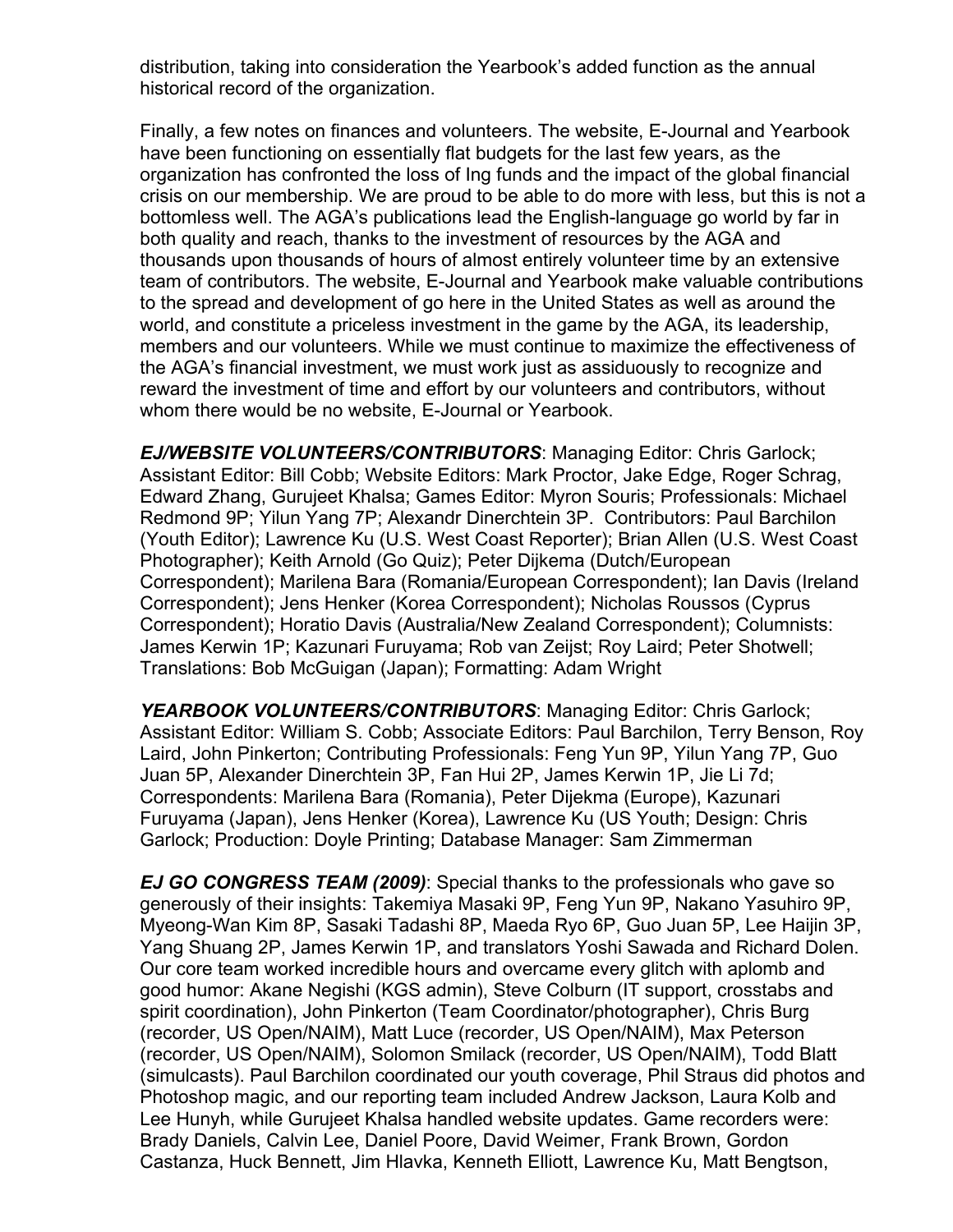distribution, taking into consideration the Yearbook's added function as the annual historical record of the organization.

Finally, a few notes on finances and volunteers. The website, E-Journal and Yearbook have been functioning on essentially flat budgets for the last few years, as the organization has confronted the loss of Ing funds and the impact of the global financial crisis on our membership. We are proud to be able to do more with less, but this is not a bottomless well. The AGA's publications lead the English-language go world by far in both quality and reach, thanks to the investment of resources by the AGA and thousands upon thousands of hours of almost entirely volunteer time by an extensive team of contributors. The website, E-Journal and Yearbook make valuable contributions to the spread and development of go here in the United States as well as around the world, and constitute a priceless investment in the game by the AGA, its leadership, members and our volunteers. While we must continue to maximize the effectiveness of the AGA's financial investment, we must work just as assiduously to recognize and reward the investment of time and effort by our volunteers and contributors, without whom there would be no website, E-Journal or Yearbook.

***EJ/WEBSITE VOLUNTEERS/CONTRIBUTORS***: Managing Editor: Chris Garlock; Assistant Editor: Bill Cobb; Website Editors: Mark Proctor, Jake Edge, Roger Schrag, Edward Zhang, Gurujeet Khalsa; Games Editor: Myron Souris; Professionals: Michael Redmond 9P; Yilun Yang 7P; Alexandr Dinerchtein 3P. Contributors: Paul Barchilon (Youth Editor); Lawrence Ku (U.S. West Coast Reporter); Brian Allen (U.S. West Coast Photographer); Keith Arnold (Go Quiz); Peter Dijkema (Dutch/European Correspondent); Marilena Bara (Romania/European Correspondent); Ian Davis (Ireland Correspondent); Jens Henker (Korea Correspondent); Nicholas Roussos (Cyprus Correspondent); Horatio Davis (Australia/New Zealand Correspondent); Columnists: James Kerwin 1P; Kazunari Furuyama; Rob van Zeijst; Roy Laird; Peter Shotwell; Translations: Bob McGuigan (Japan); Formatting: Adam Wright

***YEARBOOK VOLUNTEERS/CONTRIBUTORS***: Managing Editor: Chris Garlock; Assistant Editor: William S. Cobb; Associate Editors: Paul Barchilon, Terry Benson, Roy Laird, John Pinkerton; Contributing Professionals: Feng Yun 9P, Yilun Yang 7P, Guo Juan 5P, Alexander Dinerchtein 3P, Fan Hui 2P, James Kerwin 1P, Jie Li 7d; Correspondents: Marilena Bara (Romania), Peter Dijekma (Europe), Kazunari Furuyama (Japan), Jens Henker (Korea), Lawrence Ku (US Youth; Design: Chris Garlock; Production: Doyle Printing; Database Manager: Sam Zimmerman

***EJ GO CONGRESS TEAM (2009)***: Special thanks to the professionals who gave so generously of their insights: Takemiya Masaki 9P, Feng Yun 9P, Nakano Yasuhiro 9P, Myeong-Wan Kim 8P, Sasaki Tadashi 8P, Maeda Ryo 6P, Guo Juan 5P, Lee Haijin 3P, Yang Shuang 2P, James Kerwin 1P, and translators Yoshi Sawada and Richard Dolen. Our core team worked incredible hours and overcame every glitch with aplomb and good humor: Akane Negishi (KGS admin), Steve Colburn (IT support, crosstabs and spirit coordination), John Pinkerton (Team Coordinator/photographer), Chris Burg (recorder, US Open/NAIM), Matt Luce (recorder, US Open/NAIM), Max Peterson (recorder, US Open/NAIM), Solomon Smilack (recorder, US Open/NAIM), Todd Blatt (simulcasts). Paul Barchilon coordinated our youth coverage, Phil Straus did photos and Photoshop magic, and our reporting team included Andrew Jackson, Laura Kolb and Lee Hunyh, while Gurujeet Khalsa handled website updates. Game recorders were: Brady Daniels, Calvin Lee, Daniel Poore, David Weimer, Frank Brown, Gordon Castanza, Huck Bennett, Jim Hlavka, Kenneth Elliott, Lawrence Ku, Matt Bengtson,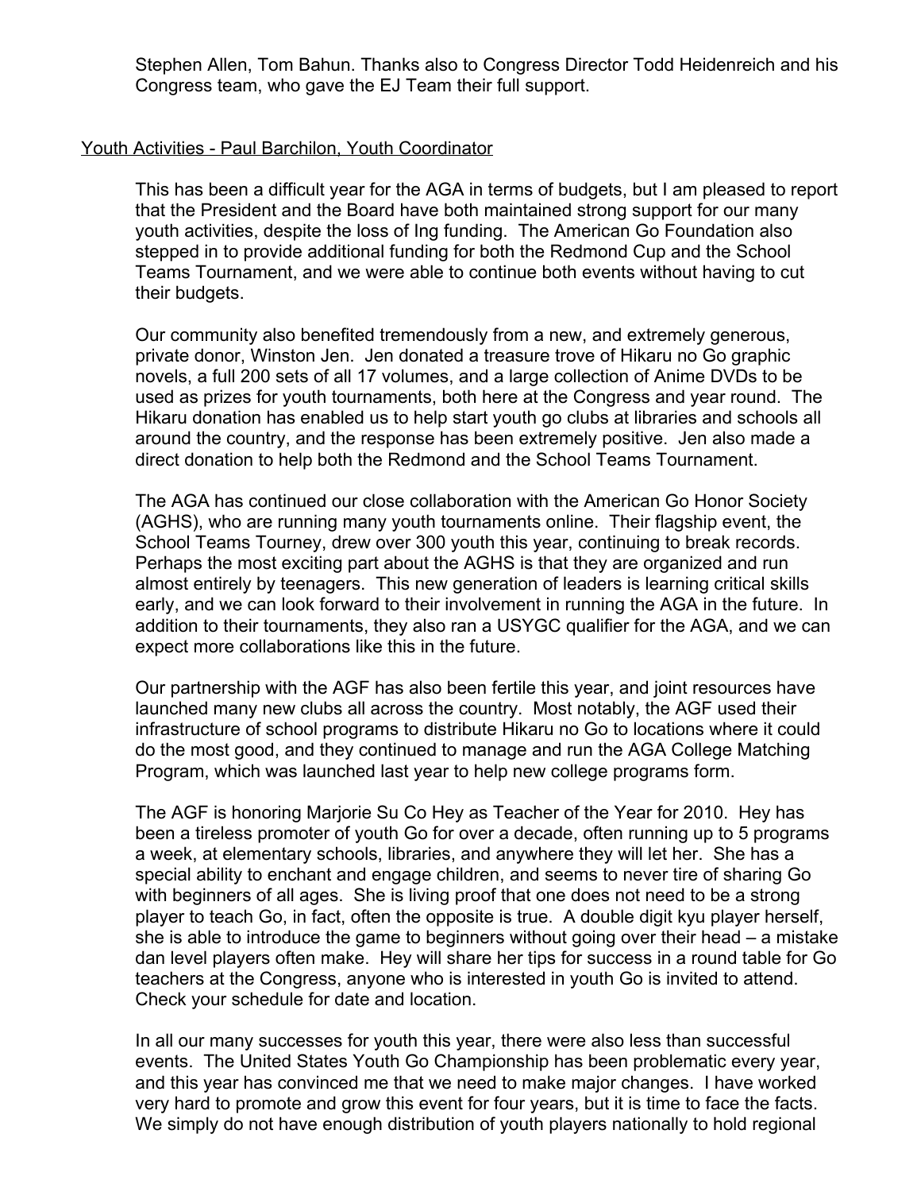Stephen Allen, Tom Bahun. Thanks also to Congress Director Todd Heidenreich and his Congress team, who gave the EJ Team their full support.

Youth Activities - Paul Barchilon, Youth Coordinator

This has been a difficult year for the AGA in terms of budgets, but I am pleased to report that the President and the Board have both maintained strong support for our many youth activities, despite the loss of Ing funding. The American Go Foundation also stepped in to provide additional funding for both the Redmond Cup and the School Teams Tournament, and we were able to continue both events without having to cut their budgets.

Our community also benefited tremendously from a new, and extremely generous, private donor, Winston Jen. Jen donated a treasure trove of Hikaru no Go graphic novels, a full 200 sets of all 17 volumes, and a large collection of Anime DVDs to be used as prizes for youth tournaments, both here at the Congress and year round. The Hikaru donation has enabled us to help start youth go clubs at libraries and schools all around the country, and the response has been extremely positive. Jen also made a direct donation to help both the Redmond and the School Teams Tournament.

The AGA has continued our close collaboration with the American Go Honor Society (AGHS), who are running many youth tournaments online. Their flagship event, the School Teams Tourney, drew over 300 youth this year, continuing to break records. Perhaps the most exciting part about the AGHS is that they are organized and run almost entirely by teenagers. This new generation of leaders is learning critical skills early, and we can look forward to their involvement in running the AGA in the future. In addition to their tournaments, they also ran a USYGC qualifier for the AGA, and we can expect more collaborations like this in the future.

Our partnership with the AGF has also been fertile this year, and joint resources have launched many new clubs all across the country. Most notably, the AGF used their infrastructure of school programs to distribute Hikaru no Go to locations where it could do the most good, and they continued to manage and run the AGA College Matching Program, which was launched last year to help new college programs form.

The AGF is honoring Marjorie Su Co Hey as Teacher of the Year for 2010. Hey has been a tireless promoter of youth Go for over a decade, often running up to 5 programs a week, at elementary schools, libraries, and anywhere they will let her. She has a special ability to enchant and engage children, and seems to never tire of sharing Go with beginners of all ages. She is living proof that one does not need to be a strong player to teach Go, in fact, often the opposite is true. A double digit kyu player herself, she is able to introduce the game to beginners without going over their head – a mistake dan level players often make. Hey will share her tips for success in a round table for Go teachers at the Congress, anyone who is interested in youth Go is invited to attend. Check your schedule for date and location.

In all our many successes for youth this year, there were also less than successful events. The United States Youth Go Championship has been problematic every year, and this year has convinced me that we need to make major changes. I have worked very hard to promote and grow this event for four years, but it is time to face the facts. We simply do not have enough distribution of youth players nationally to hold regional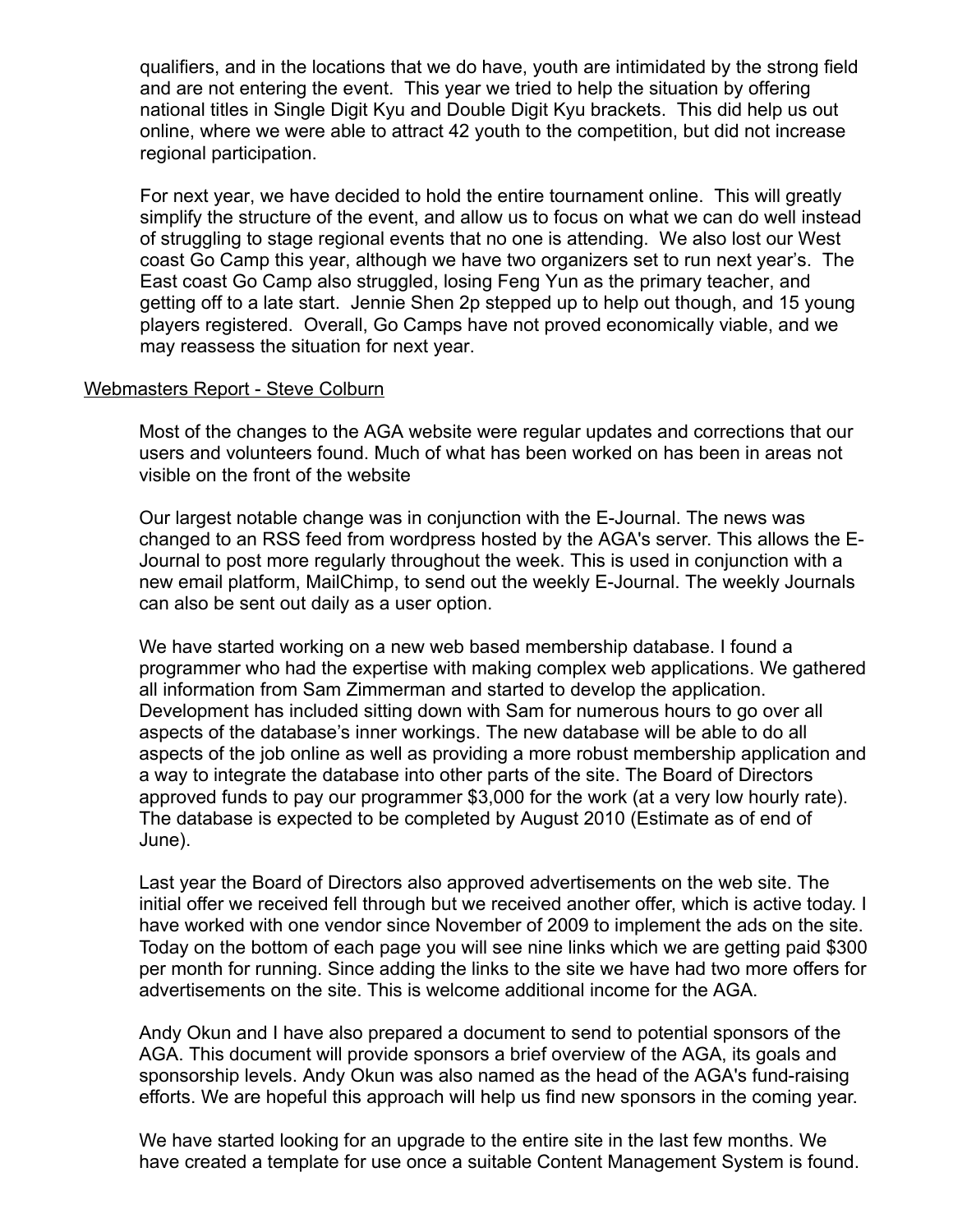qualifiers, and in the locations that we do have, youth are intimidated by the strong field and are not entering the event. This year we tried to help the situation by offering national titles in Single Digit Kyu and Double Digit Kyu brackets. This did help us out online, where we were able to attract 42 youth to the competition, but did not increase regional participation.

For next year, we have decided to hold the entire tournament online. This will greatly simplify the structure of the event, and allow us to focus on what we can do well instead of struggling to stage regional events that no one is attending. We also lost our West coast Go Camp this year, although we have two organizers set to run next year's. The East coast Go Camp also struggled, losing Feng Yun as the primary teacher, and getting off to a late start. Jennie Shen 2p stepped up to help out though, and 15 young players registered. Overall, Go Camps have not proved economically viable, and we may reassess the situation for next year.

<u>Webmasters Report - Steve Colburn</u>

Most of the changes to the AGA website were regular updates and corrections that our users and volunteers found. Much of what has been worked on has been in areas not visible on the front of the website

Our largest notable change was in conjunction with the E-Journal. The news was changed to an RSS feed from wordpress hosted by the AGA's server. This allows the E-Journal to post more regularly throughout the week. This is used in conjunction with a new email platform, MailChimp, to send out the weekly E-Journal. The weekly Journals can also be sent out daily as a user option.

We have started working on a new web based membership database. I found a programmer who had the expertise with making complex web applications. We gathered all information from Sam Zimmerman and started to develop the application. Development has included sitting down with Sam for numerous hours to go over all aspects of the database's inner workings. The new database will be able to do all aspects of the job online as well as providing a more robust membership application and a way to integrate the database into other parts of the site. The Board of Directors approved funds to pay our programmer $3,000 for the work (at a very low hourly rate). The database is expected to be completed by August 2010 (Estimate as of end of June).

Last year the Board of Directors also approved advertisements on the web site. The initial offer we received fell through but we received another offer, which is active today. I have worked with one vendor since November of 2009 to implement the ads on the site. Today on the bottom of each page you will see nine links which we are getting paid $300 per month for running. Since adding the links to the site we have had two more offers for advertisements on the site. This is welcome additional income for the AGA.

Andy Okun and I have also prepared a document to send to potential sponsors of the AGA. This document will provide sponsors a brief overview of the AGA, its goals and sponsorship levels. Andy Okun was also named as the head of the AGA's fund-raising efforts. We are hopeful this approach will help us find new sponsors in the coming year.

We have started looking for an upgrade to the entire site in the last few months. We have created a template for use once a suitable Content Management System is found.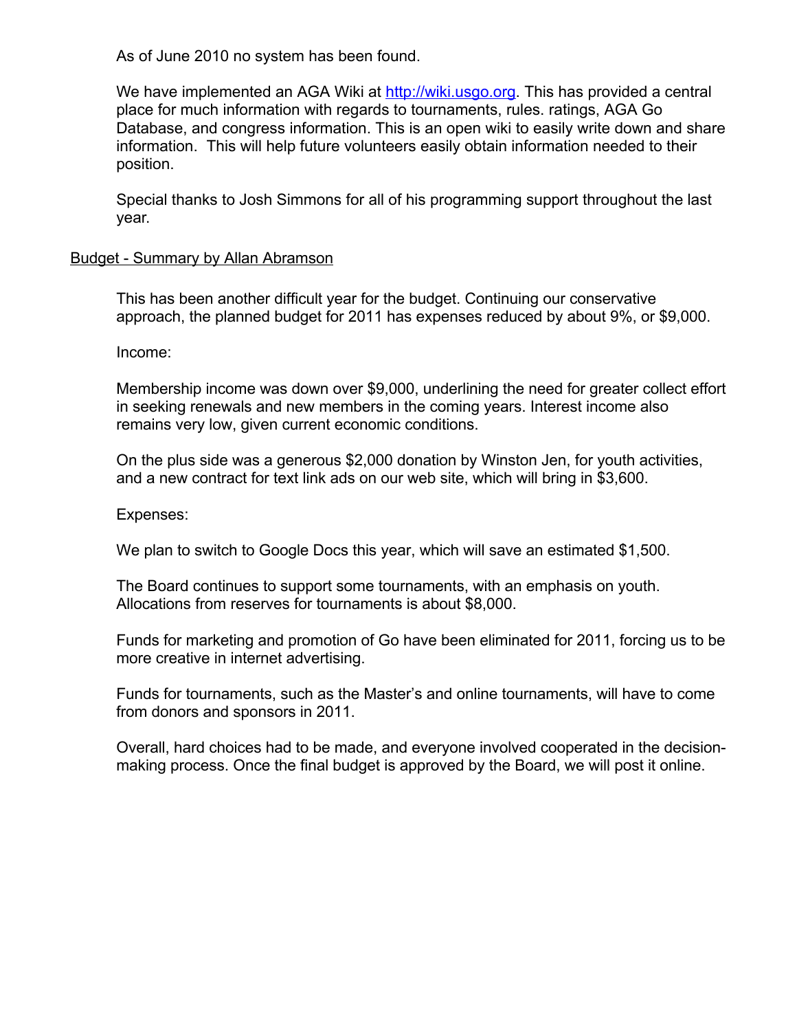As of June 2010 no system has been found.

We have implemented an AGA Wiki at [http://wiki.usgo.org](http://wiki.usgo.org). This has provided a central place for much information with regards to tournaments, rules. ratings, AGA Go Database, and congress information. This is an open wiki to easily write down and share information.  This will help future volunteers easily obtain information needed to their position.

Special thanks to Josh Simmons for all of his programming support throughout the last year.

## Budget - Summary by Allan Abramson

This has been another difficult year for the budget. Continuing our conservative approach, the planned budget for 2011 has expenses reduced by about 9%, or $9,000.

Income:

Membership income was down over $9,000, underlining the need for greater collect effort in seeking renewals and new members in the coming years. Interest income also remains very low, given current economic conditions.

On the plus side was a generous $2,000 donation by Winston Jen, for youth activities, and a new contract for text link ads on our web site, which will bring in $3,600.

Expenses:

We plan to switch to Google Docs this year, which will save an estimated $1,500.

The Board continues to support some tournaments, with an emphasis on youth. Allocations from reserves for tournaments is about $8,000.

Funds for marketing and promotion of Go have been eliminated for 2011, forcing us to be more creative in internet advertising.

Funds for tournaments, such as the Master's and online tournaments, will have to come from donors and sponsors in 2011.

Overall, hard choices had to be made, and everyone involved cooperated in the decision-making process. Once the final budget is approved by the Board, we will post it online.